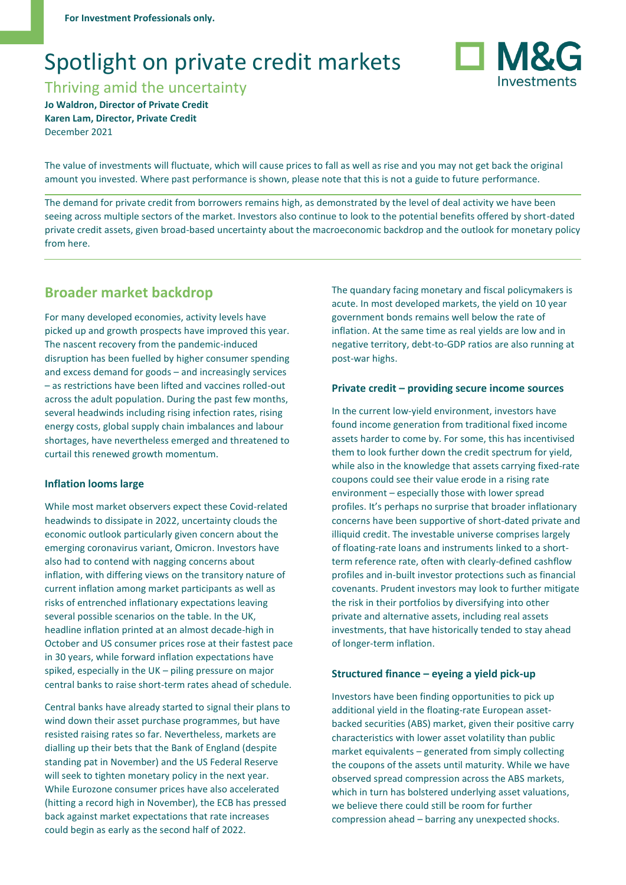For Investment Professionals only.

# Spotlight on private credit markets

## Thriving amid the uncertainty

**Jo Waldron, Director of Private Credit**
**Karen Lam, Director, Private Credit**
December 2021

The value of investments will fluctuate, which will cause prices to fall as well as rise and you may not get back the original amount you invested. Where past performance is shown, please note that this is not a guide to future performance.

The demand for private credit from borrowers remains high, as demonstrated by the level of deal activity we have been seeing across multiple sectors of the market. Investors also continue to look to the potential benefits offered by short-dated private credit assets, given broad-based uncertainty about the macroeconomic backdrop and the outlook for monetary policy from here.

## Broader market backdrop

For many developed economies, activity levels have picked up and growth prospects have improved this year. The nascent recovery from the pandemic-induced disruption has been fuelled by higher consumer spending and excess demand for goods – and increasingly services – as restrictions have been lifted and vaccines rolled-out across the adult population. During the past few months, several headwinds including rising infection rates, rising energy costs, global supply chain imbalances and labour shortages, have nevertheless emerged and threatened to curtail this renewed growth momentum.

### Inflation looms large

While most market observers expect these Covid-related headwinds to dissipate in 2022, uncertainty clouds the economic outlook particularly given concern about the emerging coronavirus variant, Omicron. Investors have also had to contend with nagging concerns about inflation, with differing views on the transitory nature of current inflation among market participants as well as risks of entrenched inflationary expectations leaving several possible scenarios on the table. In the UK, headline inflation printed at an almost decade-high in October and US consumer prices rose at their fastest pace in 30 years, while forward inflation expectations have spiked, especially in the UK – piling pressure on major central banks to raise short-term rates ahead of schedule.

Central banks have already started to signal their plans to wind down their asset purchase programmes, but have resisted raising rates so far. Nevertheless, markets are dialling up their bets that the Bank of England (despite standing pat in November) and the US Federal Reserve will seek to tighten monetary policy in the next year. While Eurozone consumer prices have also accelerated (hitting a record high in November), the ECB has pressed back against market expectations that rate increases could begin as early as the second half of 2022.

The quandary facing monetary and fiscal policymakers is acute. In most developed markets, the yield on 10 year government bonds remains well below the rate of inflation. At the same time as real yields are low and in negative territory, debt-to-GDP ratios are also running at post-war highs.

### Private credit – providing secure income sources

In the current low-yield environment, investors have found income generation from traditional fixed income assets harder to come by. For some, this has incentivised them to look further down the credit spectrum for yield, while also in the knowledge that assets carrying fixed-rate coupons could see their value erode in a rising rate environment – especially those with lower spread profiles. It's perhaps no surprise that broader inflationary concerns have been supportive of short-dated private and illiquid credit. The investable universe comprises largely of floating-rate loans and instruments linked to a short-term reference rate, often with clearly-defined cashflow profiles and in-built investor protections such as financial covenants. Prudent investors may look to further mitigate the risk in their portfolios by diversifying into other private and alternative assets, including real assets investments, that have historically tended to stay ahead of longer-term inflation.

### Structured finance – eyeing a yield pick-up

Investors have been finding opportunities to pick up additional yield in the floating-rate European asset-backed securities (ABS) market, given their positive carry characteristics with lower asset volatility than public market equivalents – generated from simply collecting the coupons of the assets until maturity. While we have observed spread compression across the ABS markets, which in turn has bolstered underlying asset valuations, we believe there could still be room for further compression ahead – barring any unexpected shocks.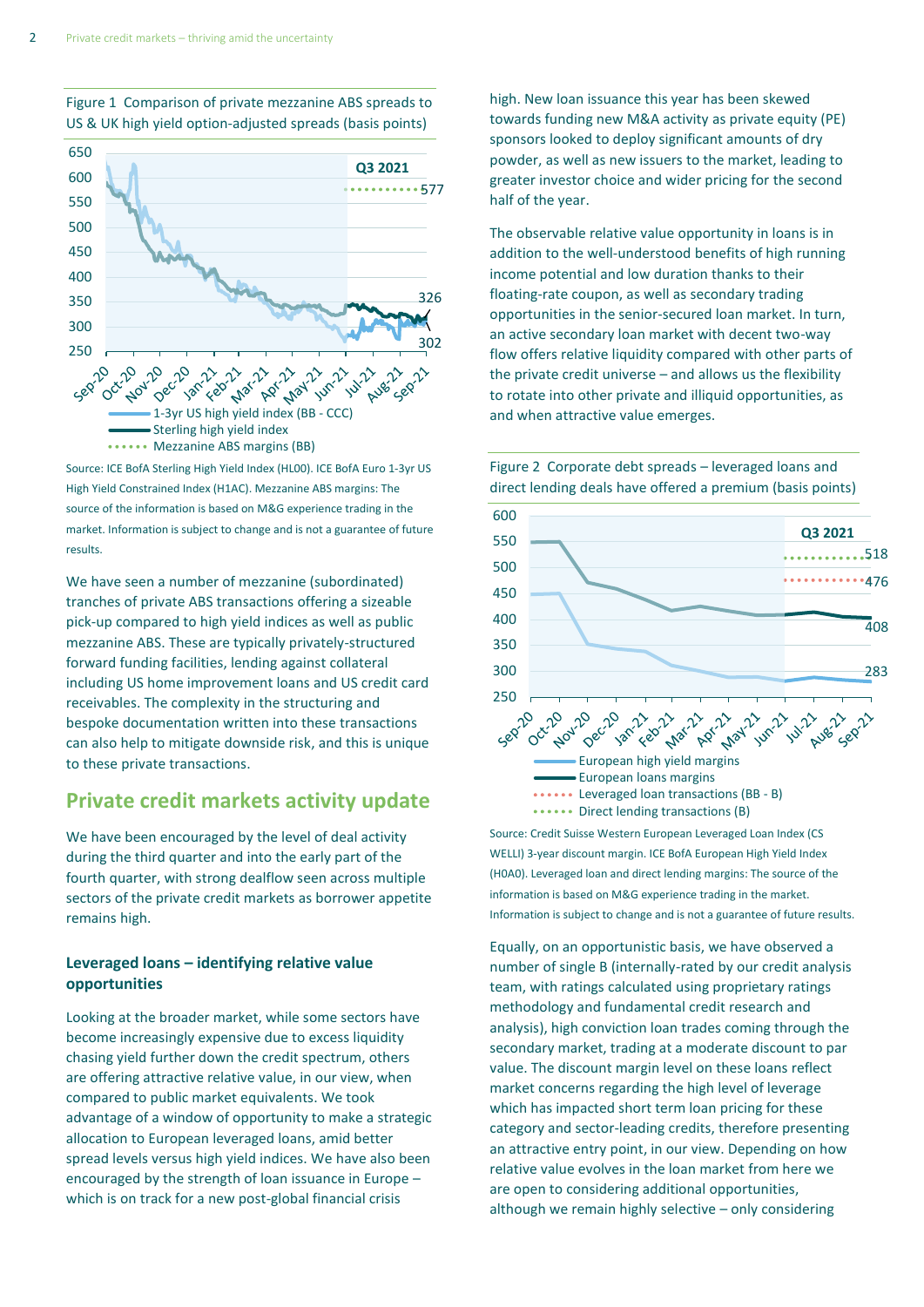Figure 1 Comparison of private mezzanine ABS spreads to US & UK high yield option-adjusted spreads (basis points)

Source: ICE BofA Sterling High Yield Index (HL00). ICE BofA Euro 1-3yr US High Yield Constrained Index (H1AC). Mezzanine ABS margins: The source of the information is based on M&G experience trading in the market. Information is subject to change and is not a guarantee of future results.

We have seen a number of mezzanine (subordinated) tranches of private ABS transactions offering a sizeable pick-up compared to high yield indices as well as public mezzanine ABS. These are typically privately-structured forward funding facilities, lending against collateral including US home improvement loans and US credit card receivables. The complexity in the structuring and bespoke documentation written into these transactions can also help to mitigate downside risk, and this is unique to these private transactions.

## Private credit markets activity update

We have been encouraged by the level of deal activity during the third quarter and into the early part of the fourth quarter, with strong dealflow seen across multiple sectors of the private credit markets as borrower appetite remains high.

### Leveraged loans – identifying relative value opportunities

Looking at the broader market, while some sectors have become increasingly expensive due to excess liquidity chasing yield further down the credit spectrum, others are offering attractive relative value, in our view, when compared to public market equivalents. We took advantage of a window of opportunity to make a strategic allocation to European leveraged loans, amid better spread levels versus high yield indices. We have also been encouraged by the strength of loan issuance in Europe – which is on track for a new post-global financial crisis high. New loan issuance this year has been skewed towards funding new M&A activity as private equity (PE) sponsors looked to deploy significant amounts of dry powder, as well as new issuers to the market, leading to greater investor choice and wider pricing for the second half of the year.

The observable relative value opportunity in loans is in addition to the well-understood benefits of high running income potential and low duration thanks to their floating-rate coupon, as well as secondary trading opportunities in the senior-secured loan market. In turn, an active secondary loan market with decent two-way flow offers relative liquidity compared with other parts of the private credit universe – and allows us the flexibility to rotate into other private and illiquid opportunities, as and when attractive value emerges.

Figure 2 Corporate debt spreads – leveraged loans and direct lending deals have offered a premium (basis points)

Source: Credit Suisse Western European Leveraged Loan Index (CS WELLI) 3-year discount margin. ICE BofA European High Yield Index (H0A0). Leveraged loan and direct lending margins: The source of the information is based on M&G experience trading in the market. Information is subject to change and is not a guarantee of future results.

Equally, on an opportunistic basis, we have observed a number of single B (internally-rated by our credit analysis team, with ratings calculated using proprietary ratings methodology and fundamental credit research and analysis), high conviction loan trades coming through the secondary market, trading at a moderate discount to par value. The discount margin level on these loans reflect market concerns regarding the high level of leverage which has impacted short term loan pricing for these category and sector-leading credits, therefore presenting an attractive entry point, in our view. Depending on how relative value evolves in the loan market from here we are open to considering additional opportunities, although we remain highly selective – only considering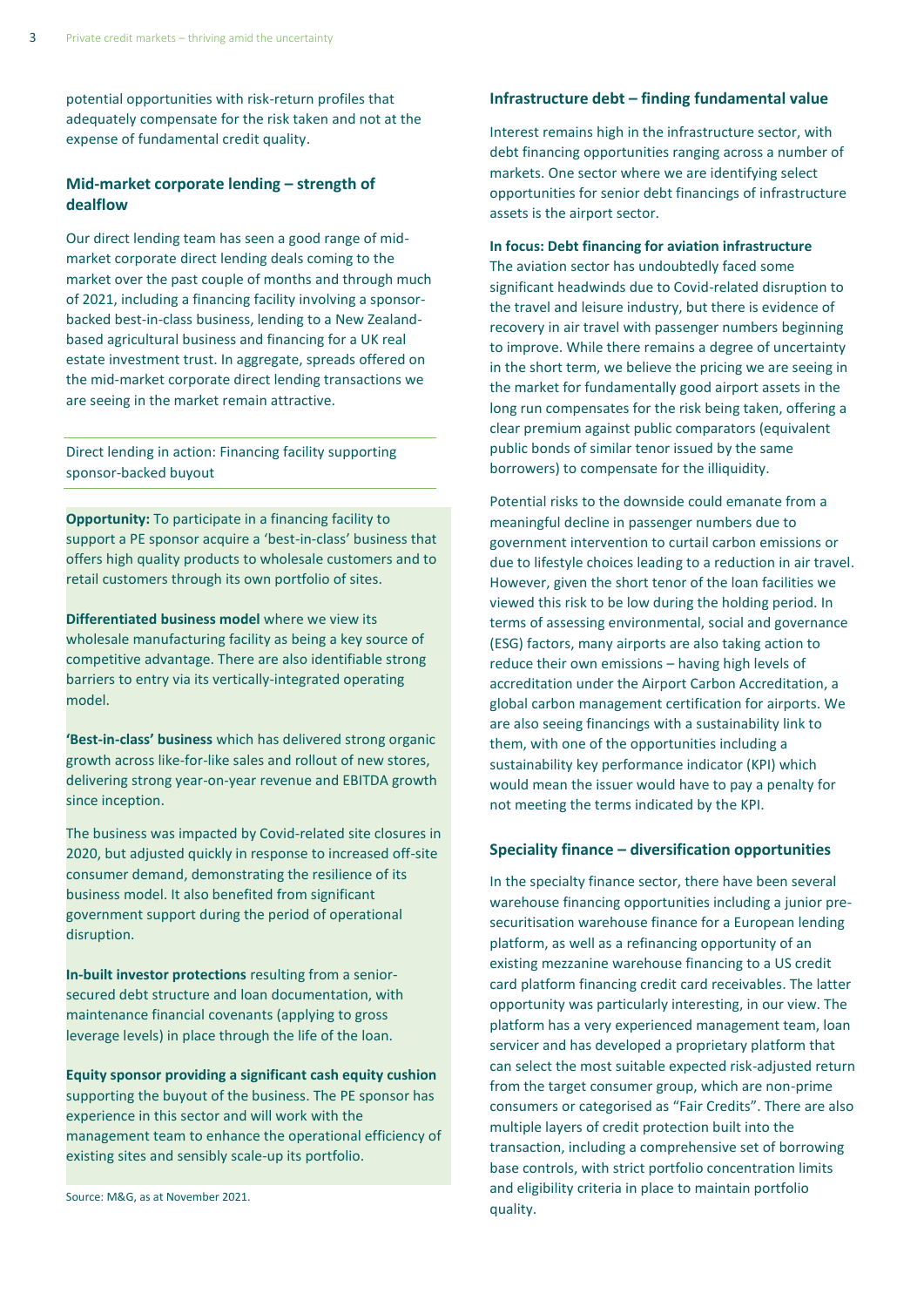potential opportunities with risk-return profiles that adequately compensate for the risk taken and not at the expense of fundamental credit quality.

### Mid-market corporate lending – strength of dealflow

Our direct lending team has seen a good range of mid-market corporate direct lending deals coming to the market over the past couple of months and through much of 2021, including a financing facility involving a sponsor-backed best-in-class business, lending to a New Zealand-based agricultural business and financing for a UK real estate investment trust. In aggregate, spreads offered on the mid-market corporate direct lending transactions we are seeing in the market remain attractive.

Direct lending in action: Financing facility supporting sponsor-backed buyout

**Opportunity:** To participate in a financing facility to support a PE sponsor acquire a 'best-in-class' business that offers high quality products to wholesale customers and to retail customers through its own portfolio of sites.

**Differentiated business model** where we view its wholesale manufacturing facility as being a key source of competitive advantage. There are also identifiable strong barriers to entry via its vertically-integrated operating model.

**'Best-in-class' business** which has delivered strong organic growth across like-for-like sales and rollout of new stores, delivering strong year-on-year revenue and EBITDA growth since inception.

The business was impacted by Covid-related site closures in 2020, but adjusted quickly in response to increased off-site consumer demand, demonstrating the resilience of its business model. It also benefited from significant government support during the period of operational disruption.

**In-built investor protections** resulting from a senior-secured debt structure and loan documentation, with maintenance financial covenants (applying to gross leverage levels) in place through the life of the loan.

**Equity sponsor providing a significant cash equity cushion** supporting the buyout of the business. The PE sponsor has experience in this sector and will work with the management team to enhance the operational efficiency of existing sites and sensibly scale-up its portfolio.

Source: M&G, as at November 2021.

### Infrastructure debt – finding fundamental value

Interest remains high in the infrastructure sector, with debt financing opportunities ranging across a number of markets. One sector where we are identifying select opportunities for senior debt financings of infrastructure assets is the airport sector.

**In focus: Debt financing for aviation infrastructure**
The aviation sector has undoubtedly faced some significant headwinds due to Covid-related disruption to the travel and leisure industry, but there is evidence of recovery in air travel with passenger numbers beginning to improve. While there remains a degree of uncertainty in the short term, we believe the pricing we are seeing in the market for fundamentally good airport assets in the long run compensates for the risk being taken, offering a clear premium against public comparators (equivalent public bonds of similar tenor issued by the same borrowers) to compensate for the illiquidity.

Potential risks to the downside could emanate from a meaningful decline in passenger numbers due to government intervention to curtail carbon emissions or due to lifestyle choices leading to a reduction in air travel. However, given the short tenor of the loan facilities we viewed this risk to be low during the holding period. In terms of assessing environmental, social and governance (ESG) factors, many airports are also taking action to reduce their own emissions – having high levels of accreditation under the Airport Carbon Accreditation, a global carbon management certification for airports. We are also seeing financings with a sustainability link to them, with one of the opportunities including a sustainability key performance indicator (KPI) which would mean the issuer would have to pay a penalty for not meeting the terms indicated by the KPI.

### Speciality finance – diversification opportunities

In the specialty finance sector, there have been several warehouse financing opportunities including a junior pre-securitisation warehouse finance for a European lending platform, as well as a refinancing opportunity of an existing mezzanine warehouse financing to a US credit card platform financing credit card receivables. The latter opportunity was particularly interesting, in our view. The platform has a very experienced management team, loan servicer and has developed a proprietary platform that can select the most suitable expected risk-adjusted return from the target consumer group, which are non-prime consumers or categorised as "Fair Credits". There are also multiple layers of credit protection built into the transaction, including a comprehensive set of borrowing base controls, with strict portfolio concentration limits and eligibility criteria in place to maintain portfolio quality.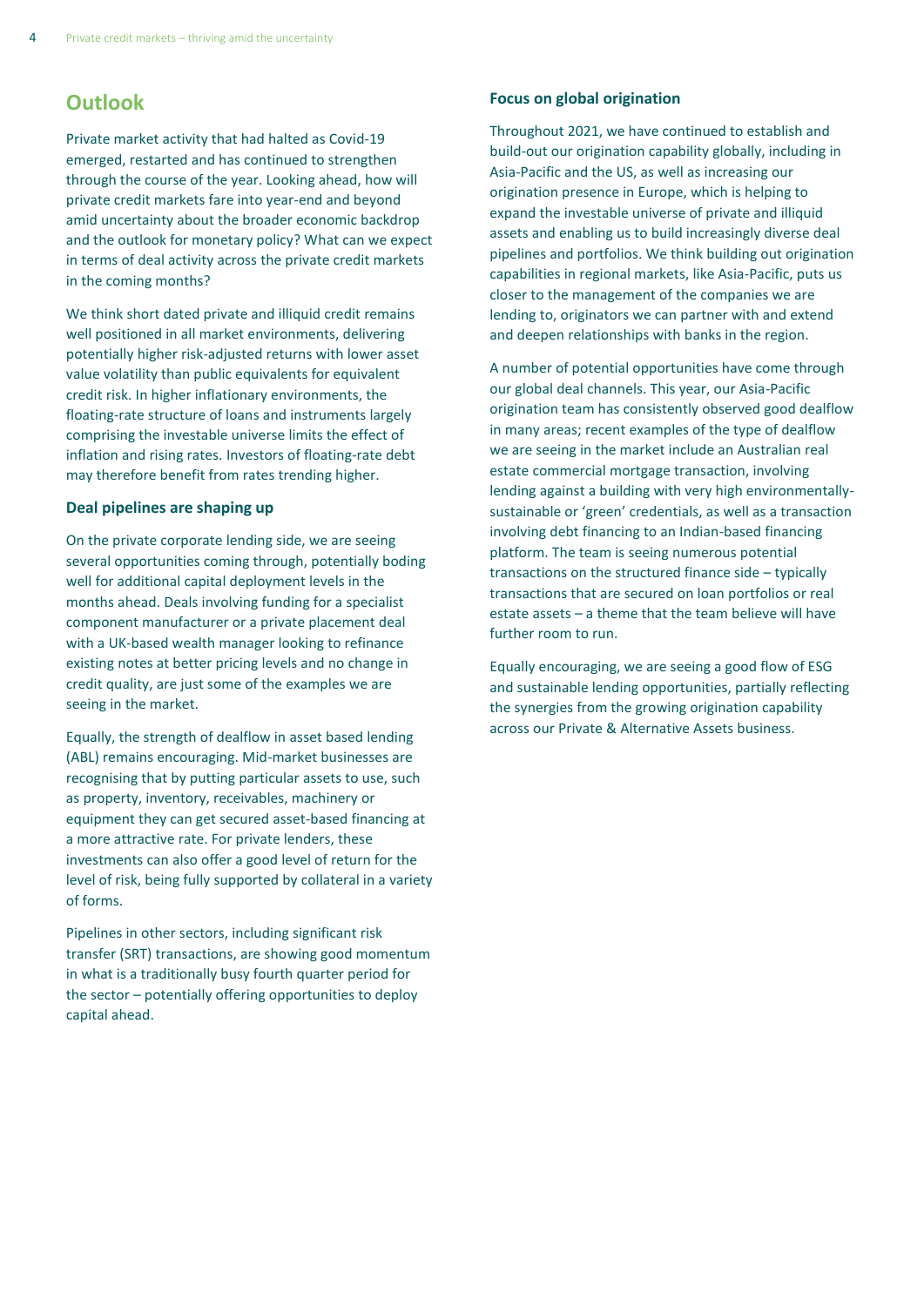## Outlook

Private market activity that had halted as Covid-19 emerged, restarted and has continued to strengthen through the course of the year. Looking ahead, how will private credit markets fare into year-end and beyond amid uncertainty about the broader economic backdrop and the outlook for monetary policy? What can we expect in terms of deal activity across the private credit markets in the coming months?

We think short dated private and illiquid credit remains well positioned in all market environments, delivering potentially higher risk-adjusted returns with lower asset value volatility than public equivalents for equivalent credit risk. In higher inflationary environments, the floating-rate structure of loans and instruments largely comprising the investable universe limits the effect of inflation and rising rates. Investors of floating-rate debt may therefore benefit from rates trending higher.

### Deal pipelines are shaping up

On the private corporate lending side, we are seeing several opportunities coming through, potentially boding well for additional capital deployment levels in the months ahead. Deals involving funding for a specialist component manufacturer or a private placement deal with a UK-based wealth manager looking to refinance existing notes at better pricing levels and no change in credit quality, are just some of the examples we are seeing in the market.

Equally, the strength of dealflow in asset based lending (ABL) remains encouraging. Mid-market businesses are recognising that by putting particular assets to use, such as property, inventory, receivables, machinery or equipment they can get secured asset-based financing at a more attractive rate. For private lenders, these investments can also offer a good level of return for the level of risk, being fully supported by collateral in a variety of forms.

Pipelines in other sectors, including significant risk transfer (SRT) transactions, are showing good momentum in what is a traditionally busy fourth quarter period for the sector – potentially offering opportunities to deploy capital ahead.

### Focus on global origination

Throughout 2021, we have continued to establish and build-out our origination capability globally, including in Asia-Pacific and the US, as well as increasing our origination presence in Europe, which is helping to expand the investable universe of private and illiquid assets and enabling us to build increasingly diverse deal pipelines and portfolios. We think building out origination capabilities in regional markets, like Asia-Pacific, puts us closer to the management of the companies we are lending to, originators we can partner with and extend and deepen relationships with banks in the region.

A number of potential opportunities have come through our global deal channels. This year, our Asia-Pacific origination team has consistently observed good dealflow in many areas; recent examples of the type of dealflow we are seeing in the market include an Australian real estate commercial mortgage transaction, involving lending against a building with very high environmentally-sustainable or 'green' credentials, as well as a transaction involving debt financing to an Indian-based financing platform. The team is seeing numerous potential transactions on the structured finance side – typically transactions that are secured on loan portfolios or real estate assets – a theme that the team believe will have further room to run.

Equally encouraging, we are seeing a good flow of ESG and sustainable lending opportunities, partially reflecting the synergies from the growing origination capability across our Private & Alternative Assets business.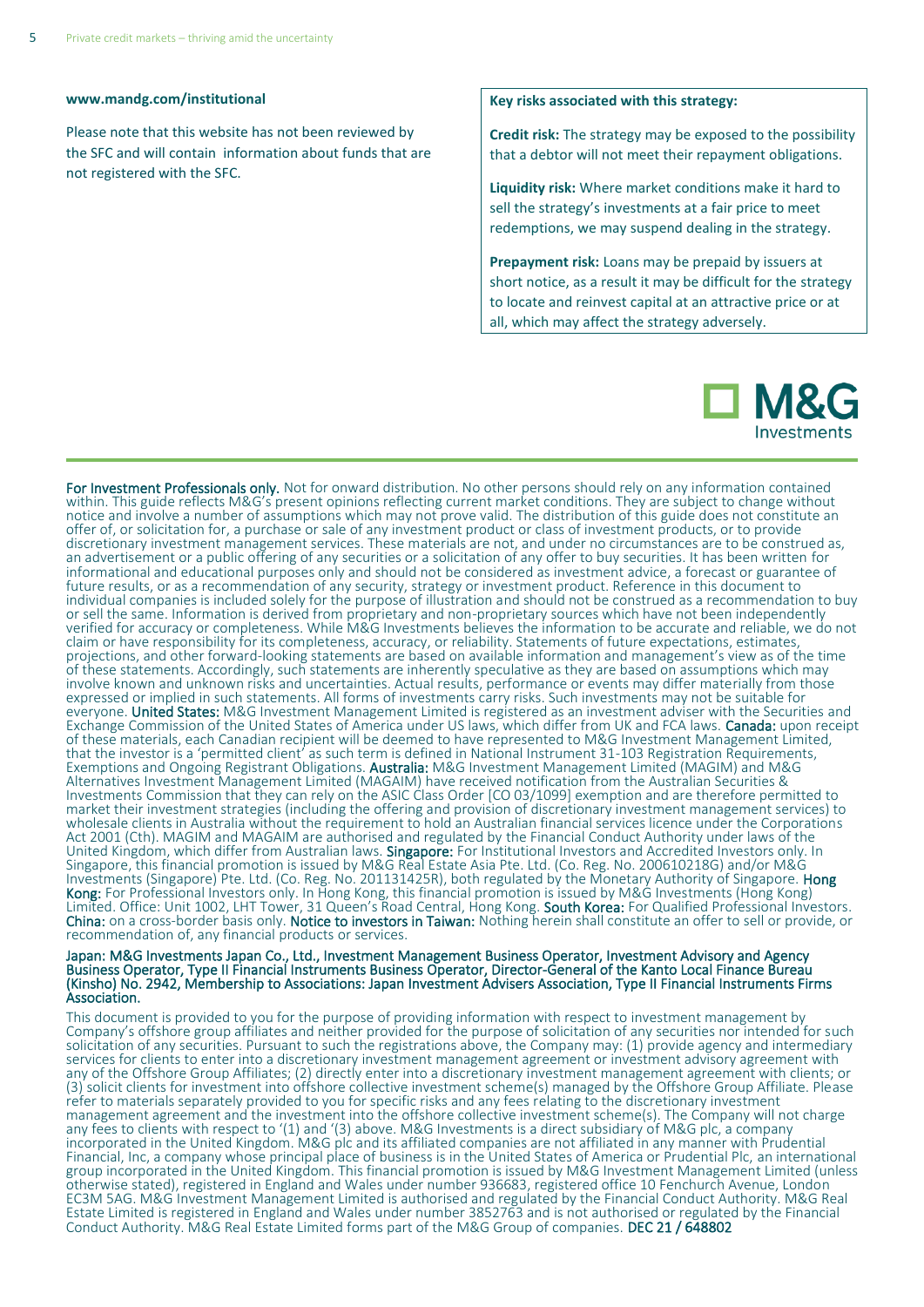**www.mandg.com/institutional**

Please note that this website has not been reviewed by the SFC and will contain information about funds that are not registered with the SFC.

**Key risks associated with this strategy:**

**Credit risk:** The strategy may be exposed to the possibility that a debtor will not meet their repayment obligations.

**Liquidity risk:** Where market conditions make it hard to sell the strategy's investments at a fair price to meet redemptions, we may suspend dealing in the strategy.

**Prepayment risk:** Loans may be prepaid by issuers at short notice, as a result it may be difficult for the strategy to locate and reinvest capital at an attractive price or at all, which may affect the strategy adversely.

M&G Investments

**For Investment Professionals only.** Not for onward distribution. No other persons should rely on any information contained within. This guide reflects M&G's present opinions reflecting current market conditions. They are subject to change without notice and involve a number of assumptions which may not prove valid. The distribution of this guide does not constitute an offer of, or solicitation for, a purchase or sale of any investment product or class of investment products, or to provide discretionary investment management services. These materials are not, and under no circumstances are to be construed as, an advertisement or a public offering of any securities or a solicitation of any offer to buy securities. It has been written for informational and educational purposes only and should not be considered as investment advice, a forecast or guarantee of future results, or as a recommendation of any security, strategy or investment product. Reference in this document to individual companies is included solely for the purpose of illustration and should not be construed as a recommendation to buy or sell the same. Information is derived from proprietary and non-proprietary sources which have not been independently verified for accuracy or completeness. While M&G Investments believes the information to be accurate and reliable, we do not claim or have responsibility for its completeness, accuracy, or reliability. Statements of future expectations, estimates, projections, and other forward-looking statements are based on available information and management's view as of the time of these statements. Accordingly, such statements are inherently speculative as they are based on assumptions which may involve known and unknown risks and uncertainties. Actual results, performance or events may differ materially from those expressed or implied in such statements. All forms of investments carry risks. Such investments may not be suitable for everyone. **United States:** M&G Investment Management Limited is registered as an investment adviser with the Securities and Exchange Commission of the United States of America under US laws, which differ from UK and FCA laws. **Canada:** upon receipt of these materials, each Canadian recipient will be deemed to have represented to M&G Investment Management Limited, that the investor is a 'permitted client' as such term is defined in National Instrument 31-103 Registration Requirements, Exemptions and Ongoing Registrant Obligations. **Australia:** M&G Investment Management Limited (MAGIM) and M&G Alternatives Investment Management Limited (MAGAIM) have received notification from the Australian Securities & Investments Commission that they can rely on the ASIC Class Order [CO 03/1099] exemption and are therefore permitted to market their investment strategies (including the offering and provision of discretionary investment management services) to wholesale clients in Australia without the requirement to hold an Australian financial services licence under the Corporations Act 2001 (Cth). MAGIM and MAGAIM are authorised and regulated by the Financial Conduct Authority under laws of the United Kingdom, which differ from Australian laws. **Singapore:** For Institutional Investors and Accredited Investors only. In Singapore, this financial promotion is issued by M&G Real Estate Asia Pte. Ltd. (Co. Reg. No. 200610218G) and/or M&G Investments (Singapore) Pte. Ltd. (Co. Reg. No. 201131425R), both regulated by the Monetary Authority of Singapore. **Hong Kong:** For Professional Investors only. In Hong Kong, this financial promotion is issued by M&G Investments (Hong Kong) Limited. Office: Unit 1002, LHT Tower, 31 Queen's Road Central, Hong Kong. **South Korea:** For Qualified Professional Investors. **China:** on a cross-border basis only. **Notice to investors in Taiwan:** Nothing herein shall constitute an offer to sell or provide, or recommendation of, any financial products or services.

**Japan: M&G Investments Japan Co., Ltd., Investment Management Business Operator, Investment Advisory and Agency Business Operator, Type II Financial Instruments Business Operator, Director-General of the Kanto Local Finance Bureau (Kinsho) No. 2942, Membership to Associations: Japan Investment Advisers Association, Type II Financial Instruments Firms Association.**

This document is provided to you for the purpose of providing information with respect to investment management by Company's offshore group affiliates and neither provided for the purpose of solicitation of any securities nor intended for such solicitation of any securities. Pursuant to such the registrations above, the Company may: (1) provide agency and intermediary services for clients to enter into a discretionary investment management agreement or investment advisory agreement with any of the Offshore Group Affiliates; (2) directly enter into a discretionary investment management agreement with clients; or (3) solicit clients for investment into offshore collective investment scheme(s) managed by the Offshore Group Affiliate. Please refer to materials separately provided to you for specific risks and any fees relating to the discretionary investment management agreement and the investment into the offshore collective investment scheme(s). The Company will not charge any fees to clients with respect to '(1) and '(3) above. M&G Investments is a direct subsidiary of M&G plc, a company incorporated in the United Kingdom. M&G plc and its affiliated companies are not affiliated in any manner with Prudential Financial, Inc, a company whose principal place of business is in the United States of America or Prudential Plc, an international group incorporated in the United Kingdom. This financial promotion is issued by M&G Investment Management Limited (unless otherwise stated), registered in England and Wales under number 936683, registered office 10 Fenchurch Avenue, London EC3M 5AG. M&G Investment Management Limited is authorised and regulated by the Financial Conduct Authority. M&G Real Estate Limited is registered in England and Wales under number 3852763 and is not authorised or regulated by the Financial Conduct Authority. M&G Real Estate Limited forms part of the M&G Group of companies. **DEC 21 / 648802**